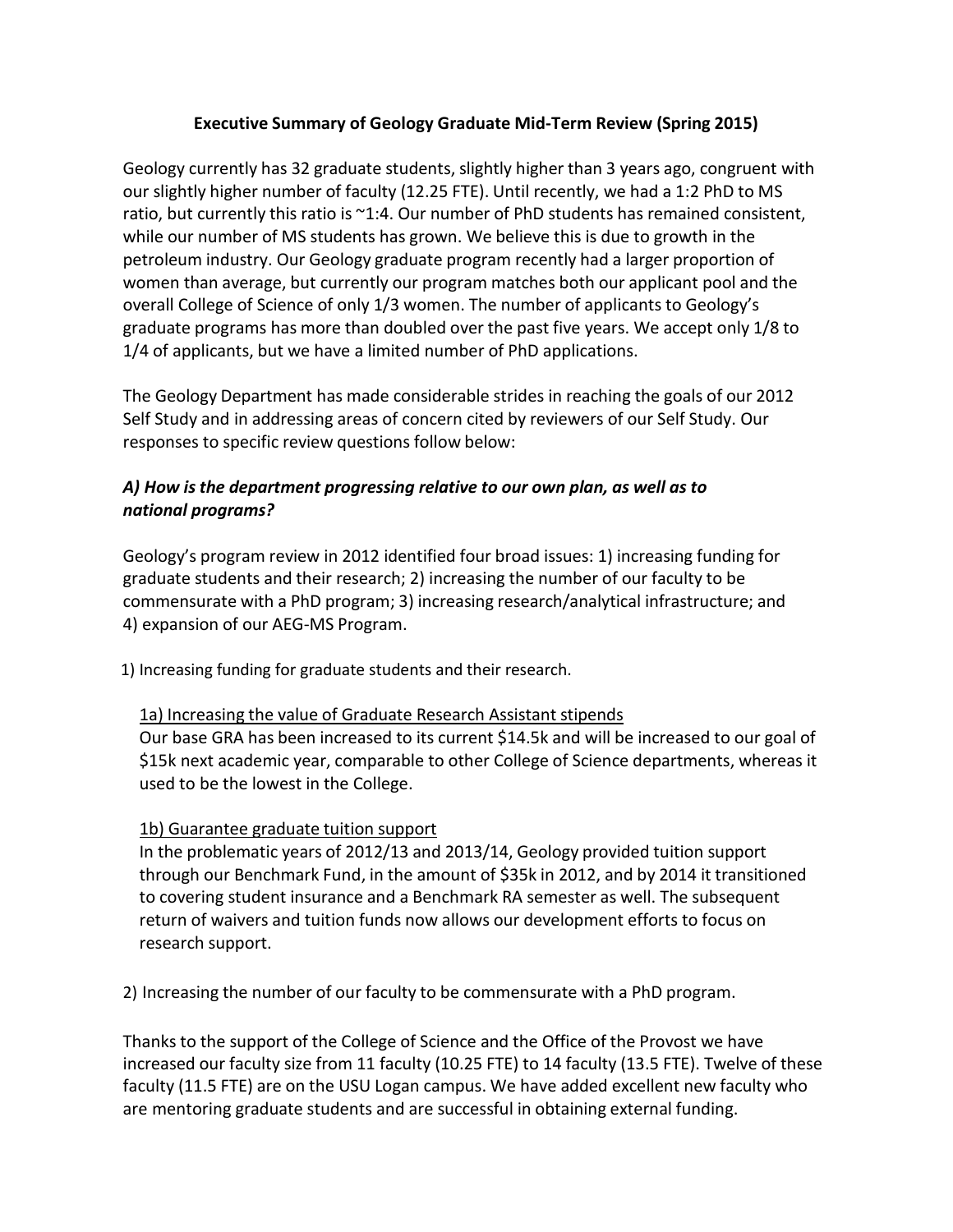# Executive Summary of Geology Graduate Mid-Term Review (Spring 2015)

Geology currently has 32 graduate students, slightly higher than 3 years ago, congruent with our slightly higher number of faculty (12.25 FTE). Until recently, we had a 1:2 PhD to MS ratio, but currently this ratio is ~1:4. Our number of PhD students has remained consistent, while our number of MS students has grown. We believe this is due to growth in the petroleum industry. Our Geology graduate program recently had a larger proportion of women than average, but currently our program matches both our applicant pool and the overall College of Science of only 1/3 women. The number of applicants to Geology's graduate programs has more than doubled over the past five years. We accept only 1/8 to 1/4 of applicants, but we have a limited number of PhD applications.

The Geology Department has made considerable strides in reaching the goals of our 2012 Self Study and in addressing areas of concern cited by reviewers of our Self Study. Our responses to specific review questions follow below:

### *A) How is the department progressing relative to our own plan, as well as to national programs?*

Geology's program review in 2012 identified four broad issues: 1) increasing funding for graduate students and their research; 2) increasing the number of our faculty to be commensurate with a PhD program; 3) increasing research/analytical infrastructure; and 4) expansion of our AEG-MS Program.

1) Increasing funding for graduate students and their research.

<u>1a) Increasing the value of Graduate Research Assistant stipends</u>

Our base GRA has been increased to its current $14.5k and will be increased to our goal of $15k next academic year, comparable to other College of Science departments, whereas it used to be the lowest in the College.

<u>1b) Guarantee graduate tuition support</u>

In the problematic years of 2012/13 and 2013/14, Geology provided tuition support through our Benchmark Fund, in the amount of $35k in 2012, and by 2014 it transitioned to covering student insurance and a Benchmark RA semester as well. The subsequent return of waivers and tuition funds now allows our development efforts to focus on research support.

2) Increasing the number of our faculty to be commensurate with a PhD program.

Thanks to the support of the College of Science and the Office of the Provost we have increased our faculty size from 11 faculty (10.25 FTE) to 14 faculty (13.5 FTE). Twelve of these faculty (11.5 FTE) are on the USU Logan campus. We have added excellent new faculty who are mentoring graduate students and are successful in obtaining external funding.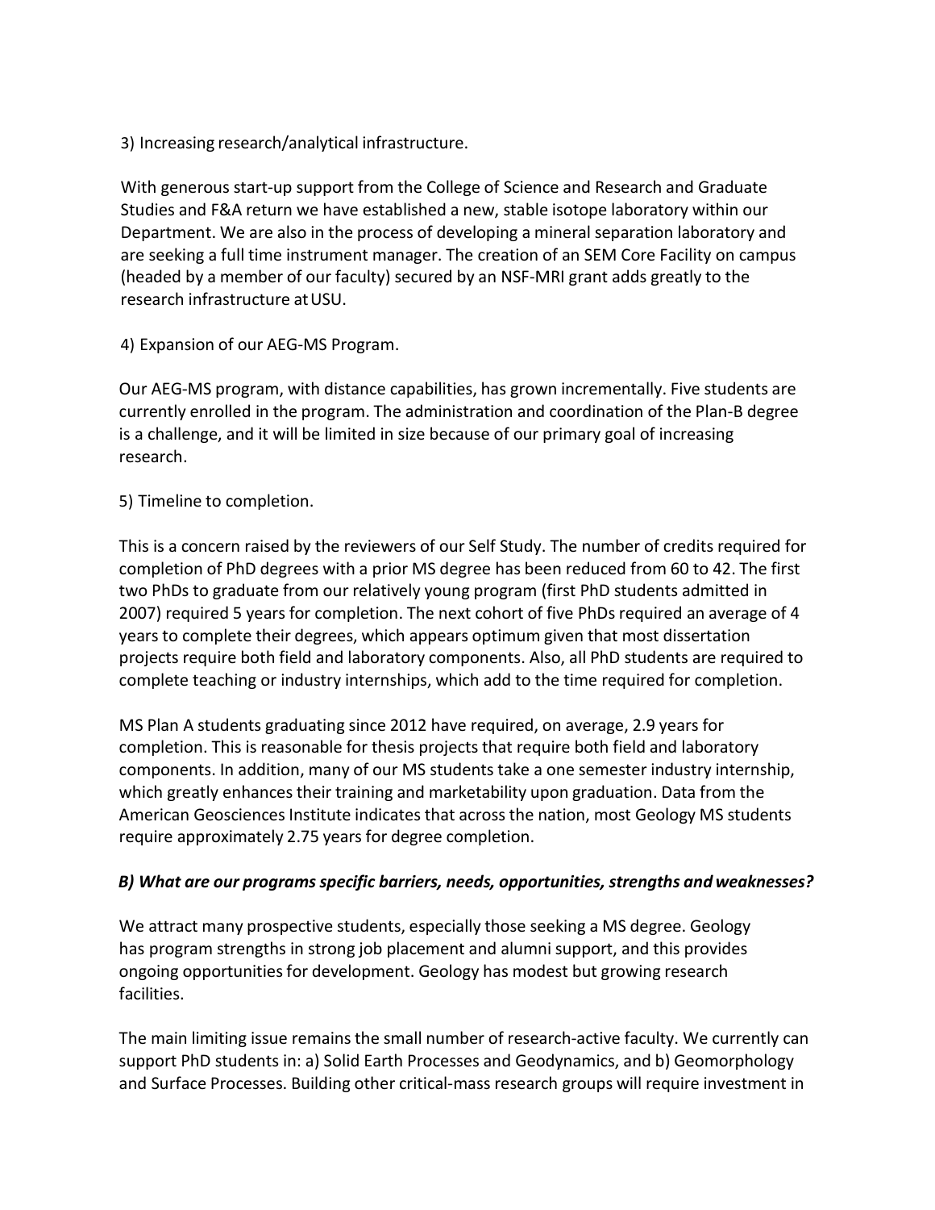3) Increasing research/analytical infrastructure.

With generous start-up support from the College of Science and Research and Graduate Studies and F&A return we have established a new, stable isotope laboratory within our Department. We are also in the process of developing a mineral separation laboratory and are seeking a full time instrument manager. The creation of an SEM Core Facility on campus (headed by a member of our faculty) secured by an NSF-MRI grant adds greatly to the research infrastructure at USU.

4) Expansion of our AEG-MS Program.

Our AEG-MS program, with distance capabilities, has grown incrementally. Five students are currently enrolled in the program. The administration and coordination of the Plan-B degree is a challenge, and it will be limited in size because of our primary goal of increasing research.

5) Timeline to completion.

This is a concern raised by the reviewers of our Self Study. The number of credits required for completion of PhD degrees with a prior MS degree has been reduced from 60 to 42. The first two PhDs to graduate from our relatively young program (first PhD students admitted in 2007) required 5 years for completion. The next cohort of five PhDs required an average of 4 years to complete their degrees, which appears optimum given that most dissertation projects require both field and laboratory components. Also, all PhD students are required to complete teaching or industry internships, which add to the time required for completion.

MS Plan A students graduating since 2012 have required, on average, 2.9 years for completion. This is reasonable for thesis projects that require both field and laboratory components. In addition, many of our MS students take a one semester industry internship, which greatly enhances their training and marketability upon graduation. Data from the American Geosciences Institute indicates that across the nation, most Geology MS students require approximately 2.75 years for degree completion.

***B) What are our programs specific barriers, needs, opportunities, strengths and weaknesses?***

We attract many prospective students, especially those seeking a MS degree. Geology has program strengths in strong job placement and alumni support, and this provides ongoing opportunities for development. Geology has modest but growing research facilities.

The main limiting issue remains the small number of research-active faculty. We currently can support PhD students in: a) Solid Earth Processes and Geodynamics, and b) Geomorphology and Surface Processes. Building other critical-mass research groups will require investment in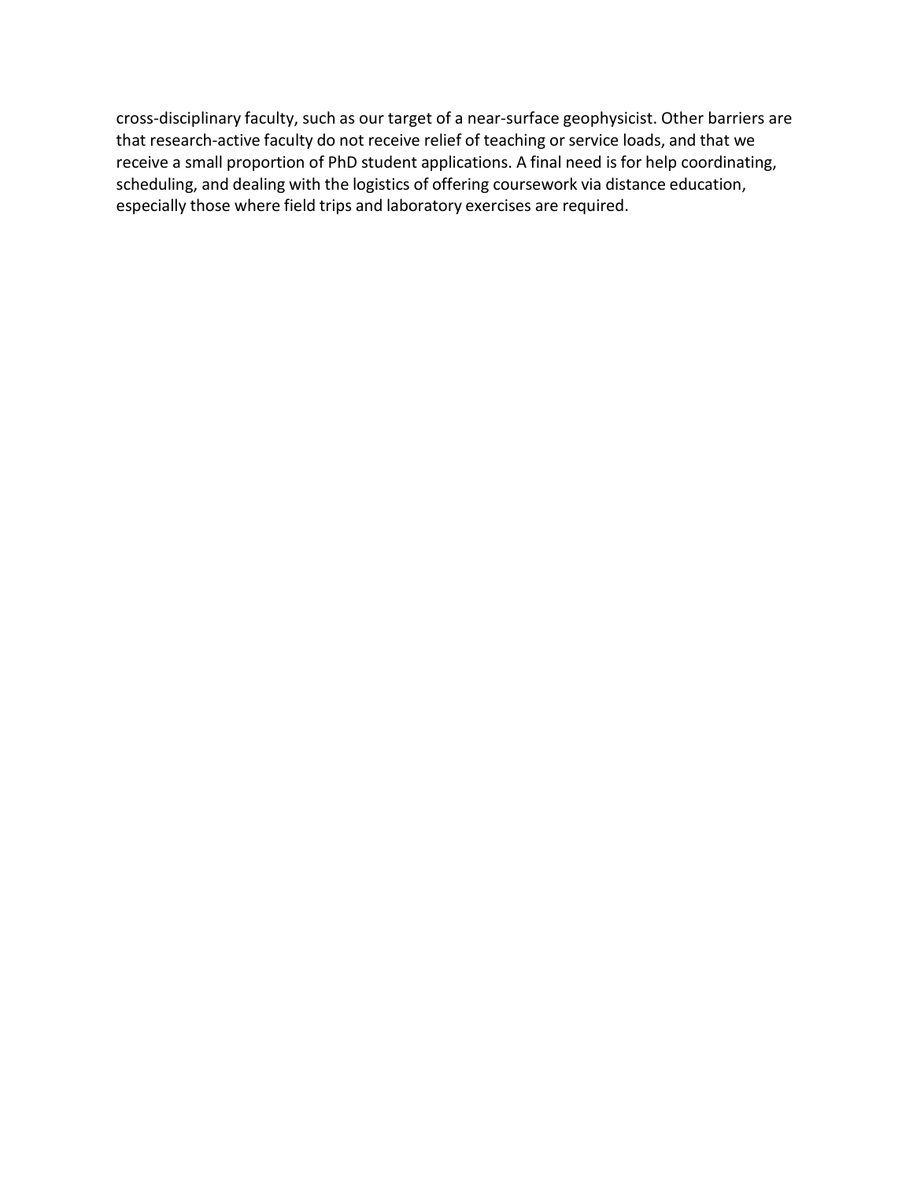cross-disciplinary faculty, such as our target of a near-surface geophysicist. Other barriers are that research-active faculty do not receive relief of teaching or service loads, and that we receive a small proportion of PhD student applications. A final need is for help coordinating, scheduling, and dealing with the logistics of offering coursework via distance education, especially those where field trips and laboratory exercises are required.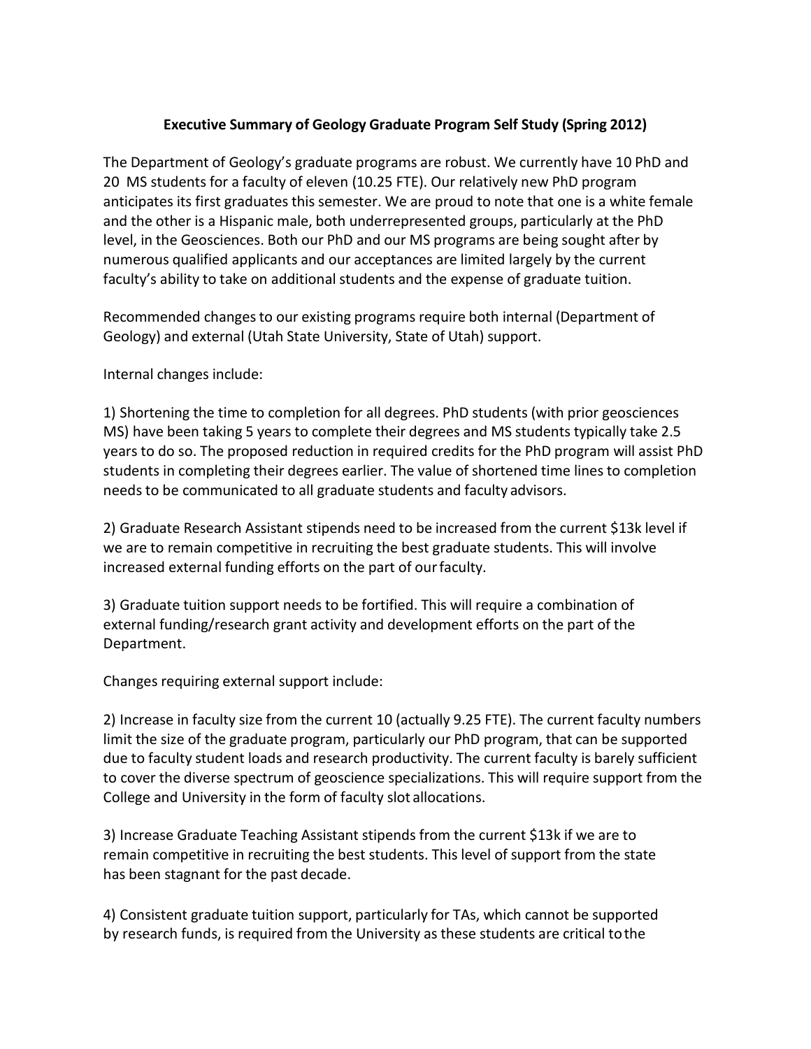**Executive Summary of Geology Graduate Program Self Study (Spring 2012)**

The Department of Geology's graduate programs are robust. We currently have 10 PhD and 20 MS students for a faculty of eleven (10.25 FTE). Our relatively new PhD program anticipates its first graduates this semester. We are proud to note that one is a white female and the other is a Hispanic male, both underrepresented groups, particularly at the PhD level, in the Geosciences. Both our PhD and our MS programs are being sought after by numerous qualified applicants and our acceptances are limited largely by the current faculty's ability to take on additional students and the expense of graduate tuition.

Recommended changes to our existing programs require both internal (Department of Geology) and external (Utah State University, State of Utah) support.

Internal changes include:

1) Shortening the time to completion for all degrees. PhD students (with prior geosciences MS) have been taking 5 years to complete their degrees and MS students typically take 2.5 years to do so. The proposed reduction in required credits for the PhD program will assist PhD students in completing their degrees earlier. The value of shortened time lines to completion needs to be communicated to all graduate students and faculty advisors.

2) Graduate Research Assistant stipends need to be increased from the current $13k level if we are to remain competitive in recruiting the best graduate students. This will involve increased external funding efforts on the part of our faculty.

3) Graduate tuition support needs to be fortified. This will require a combination of external funding/research grant activity and development efforts on the part of the Department.

Changes requiring external support include:

2) Increase in faculty size from the current 10 (actually 9.25 FTE). The current faculty numbers limit the size of the graduate program, particularly our PhD program, that can be supported due to faculty student loads and research productivity. The current faculty is barely sufficient to cover the diverse spectrum of geoscience specializations. This will require support from the College and University in the form of faculty slot allocations.

3) Increase Graduate Teaching Assistant stipends from the current $13k if we are to remain competitive in recruiting the best students. This level of support from the state has been stagnant for the past decade.

4) Consistent graduate tuition support, particularly for TAs, which cannot be supported by research funds, is required from the University as these students are critical to the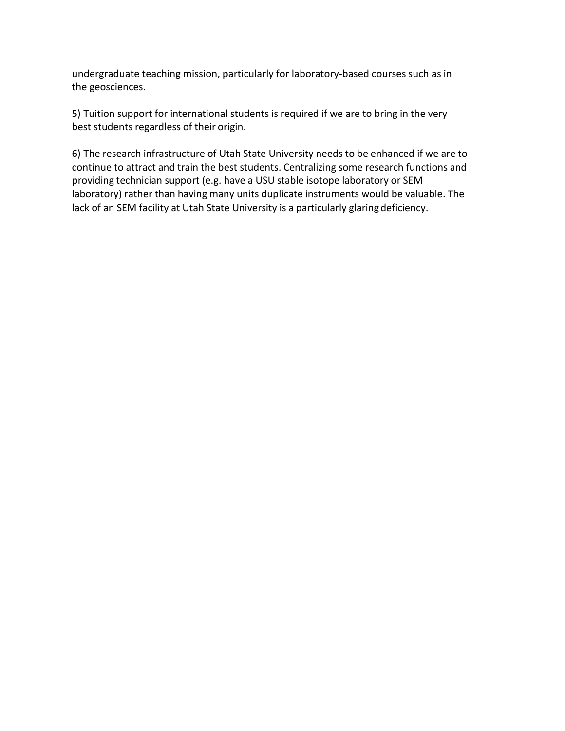undergraduate teaching mission, particularly for laboratory-based courses such as in the geosciences.

5) Tuition support for international students is required if we are to bring in the very best students regardless of their origin.

6) The research infrastructure of Utah State University needs to be enhanced if we are to continue to attract and train the best students. Centralizing some research functions and providing technician support (e.g. have a USU stable isotope laboratory or SEM laboratory) rather than having many units duplicate instruments would be valuable. The lack of an SEM facility at Utah State University is a particularly glaring deficiency.